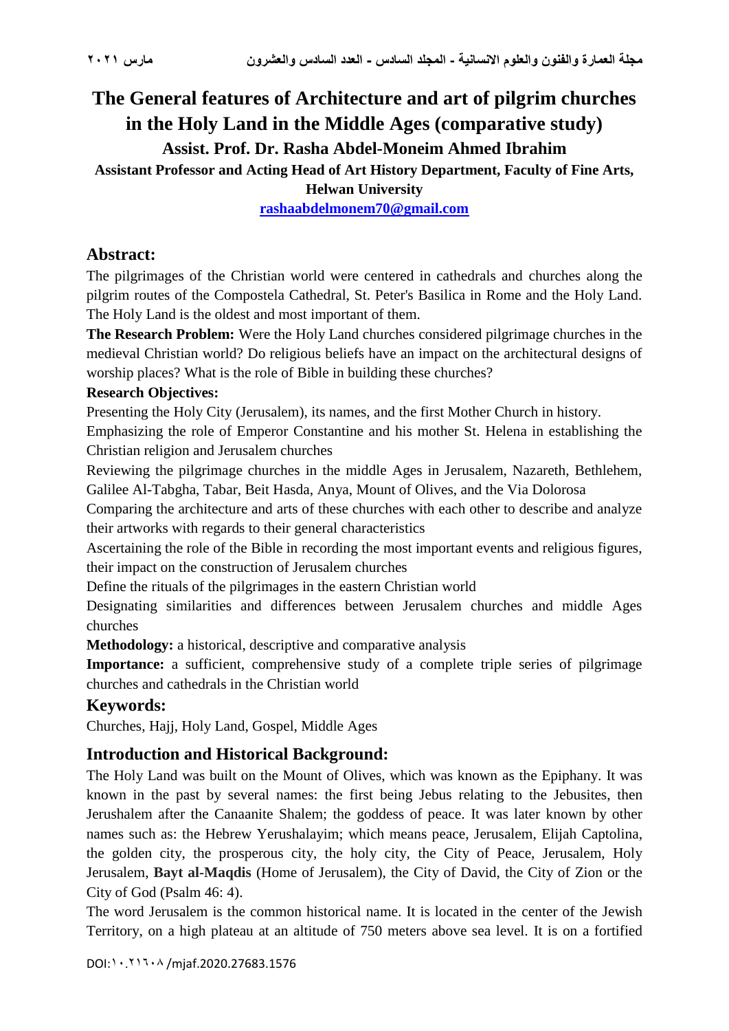# The General features of Architecture and art of pilgrim churches in the Holy Land in the Middle Ages (comparative study)

**Assist. Prof. Dr. Rasha Abdel-Moneim Ahmed Ibrahim**

**Assistant Professor and Acting Head of Art History Department, Faculty of Fine Arts, Helwan University**

**rashaabdelmonem70@gmail.com**

## Abstract:

The pilgrimages of the Christian world were centered in cathedrals and churches along the pilgrim routes of the Compostela Cathedral, St. Peter's Basilica in Rome and the Holy Land. The Holy Land is the oldest and most important of them.

**The Research Problem:** Were the Holy Land churches considered pilgrimage churches in the medieval Christian world? Do religious beliefs have an impact on the architectural designs of worship places? What is the role of Bible in building these churches?

**Research Objectives:**

Presenting the Holy City (Jerusalem), its names, and the first Mother Church in history.

Emphasizing the role of Emperor Constantine and his mother St. Helena in establishing the Christian religion and Jerusalem churches

Reviewing the pilgrimage churches in the middle Ages in Jerusalem, Nazareth, Bethlehem, Galilee Al-Tabgha, Tabar, Beit Hasda, Anya, Mount of Olives, and the Via Dolorosa

Comparing the architecture and arts of these churches with each other to describe and analyze their artworks with regards to their general characteristics

Ascertaining the role of the Bible in recording the most important events and religious figures, their impact on the construction of Jerusalem churches

Define the rituals of the pilgrimages in the eastern Christian world

Designating similarities and differences between Jerusalem churches and middle Ages churches

**Methodology:** a historical, descriptive and comparative analysis

**Importance:** a sufficient, comprehensive study of a complete triple series of pilgrimage churches and cathedrals in the Christian world

## Keywords:

Churches, Hajj, Holy Land, Gospel, Middle Ages

## Introduction and Historical Background:

The Holy Land was built on the Mount of Olives, which was known as the Epiphany. It was known in the past by several names: the first being Jebus relating to the Jebusites, then Jerushalem after the Canaanite Shalem; the goddess of peace. It was later known by other names such as: the Hebrew Yerushalayim; which means peace, Jerusalem, Elijah Captolina, the golden city, the prosperous city, the holy city, the City of Peace, Jerusalem, Holy Jerusalem, **Bayt al-Maqdis** (Home of Jerusalem), the City of David, the City of Zion or the City of God (Psalm 46: 4).

The word Jerusalem is the common historical name. It is located in the center of the Jewish Territory, on a high plateau at an altitude of 750 meters above sea level. It is on a fortified

DOI:١٠.٢١٦٠٨ /mjaf.2020.27683.1576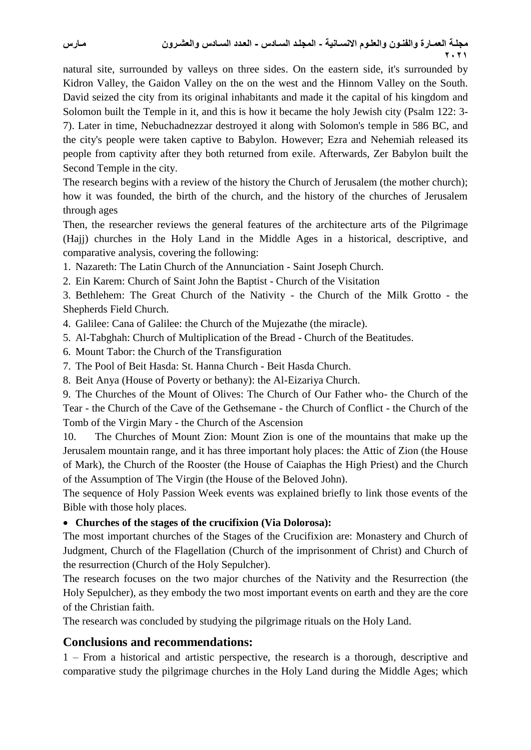natural site, surrounded by valleys on three sides. On the eastern side, it's surrounded by Kidron Valley, the Gaidon Valley on the on the west and the Hinnom Valley on the South. David seized the city from its original inhabitants and made it the capital of his kingdom and Solomon built the Temple in it, and this is how it became the holy Jewish city (Psalm 122: 3-7). Later in time, Nebuchadnezzar destroyed it along with Solomon's temple in 586 BC, and the city's people were taken captive to Babylon. However; Ezra and Nehemiah released its people from captivity after they both returned from exile. Afterwards, Zer Babylon built the Second Temple in the city.

The research begins with a review of the history the Church of Jerusalem (the mother church); how it was founded, the birth of the church, and the history of the churches of Jerusalem through ages

Then, the researcher reviews the general features of the architecture arts of the Pilgrimage (Hajj) churches in the Holy Land in the Middle Ages in a historical, descriptive, and comparative analysis, covering the following:

1. Nazareth: The Latin Church of the Annunciation - Saint Joseph Church.
2. Ein Karem: Church of Saint John the Baptist - Church of the Visitation
3. Bethlehem: The Great Church of the Nativity - the Church of the Milk Grotto - the Shepherds Field Church.
4. Galilee: Cana of Galilee: the Church of the Mujezathe (the miracle).
5. Al-Tabghah: Church of Multiplication of the Bread - Church of the Beatitudes.
6. Mount Tabor: the Church of the Transfiguration
7. The Pool of Beit Hasda: St. Hanna Church - Beit Hasda Church.
8. Beit Anya (House of Poverty or bethany): the Al-Eizariya Church.
9. The Churches of the Mount of Olives: The Church of Our Father who- the Church of the Tear - the Church of the Cave of the Gethsemane - the Church of Conflict - the Church of the Tomb of the Virgin Mary - the Church of the Ascension
10. The Churches of Mount Zion: Mount Zion is one of the mountains that make up the Jerusalem mountain range, and it has three important holy places: the Attic of Zion (the House of Mark), the Church of the Rooster (the House of Caiaphas the High Priest) and the Church of the Assumption of The Virgin (the House of the Beloved John).

The sequence of Holy Passion Week events was explained briefly to link those events of the Bible with those holy places.

- **Churches of the stages of the crucifixion (Via Dolorosa):**

The most important churches of the Stages of the Crucifixion are: Monastery and Church of Judgment, Church of the Flagellation (Church of the imprisonment of Christ) and Church of the resurrection (Church of the Holy Sepulcher).

The research focuses on the two major churches of the Nativity and the Resurrection (the Holy Sepulcher), as they embody the two most important events on earth and they are the core of the Christian faith.

The research was concluded by studying the pilgrimage rituals on the Holy Land.

## Conclusions and recommendations:

1 – From a historical and artistic perspective, the research is a thorough, descriptive and comparative study the pilgrimage churches in the Holy Land during the Middle Ages; which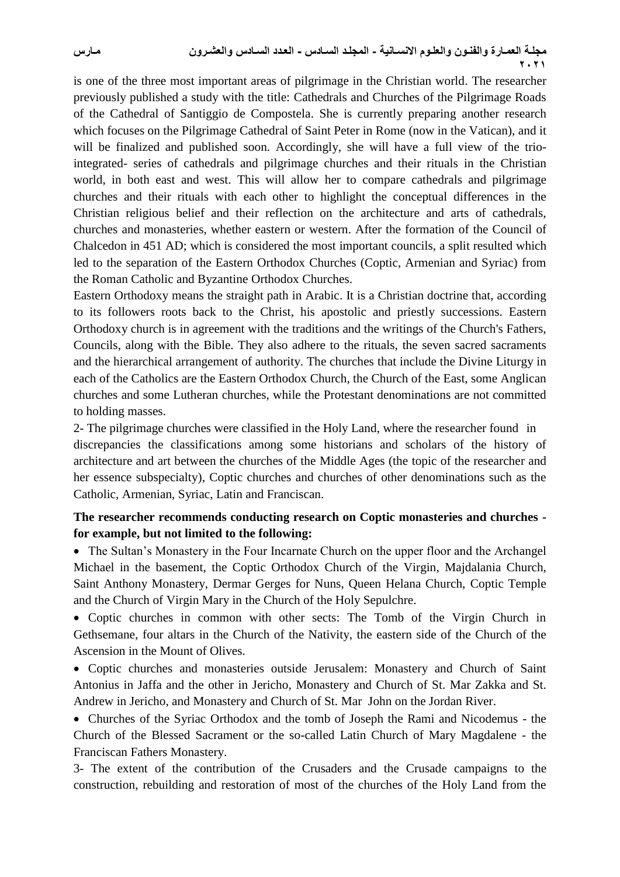is one of the three most important areas of pilgrimage in the Christian world. The researcher previously published a study with the title: Cathedrals and Churches of the Pilgrimage Roads of the Cathedral of Santiggio de Compostela. She is currently preparing another research which focuses on the Pilgrimage Cathedral of Saint Peter in Rome (now in the Vatican), and it will be finalized and published soon. Accordingly, she will have a full view of the trio-integrated- series of cathedrals and pilgrimage churches and their rituals in the Christian world, in both east and west. This will allow her to compare cathedrals and pilgrimage churches and their rituals with each other to highlight the conceptual differences in the Christian religious belief and their reflection on the architecture and arts of cathedrals, churches and monasteries, whether eastern or western. After the formation of the Council of Chalcedon in 451 AD; which is considered the most important councils, a split resulted which led to the separation of the Eastern Orthodox Churches (Coptic, Armenian and Syriac) from the Roman Catholic and Byzantine Orthodox Churches.

Eastern Orthodoxy means the straight path in Arabic. It is a Christian doctrine that, according to its followers roots back to the Christ, his apostolic and priestly successions. Eastern Orthodoxy church is in agreement with the traditions and the writings of the Church's Fathers, Councils, along with the Bible. They also adhere to the rituals, the seven sacred sacraments and the hierarchical arrangement of authority. The churches that include the Divine Liturgy in each of the Catholics are the Eastern Orthodox Church, the Church of the East, some Anglican churches and some Lutheran churches, while the Protestant denominations are not committed to holding masses.

2- The pilgrimage churches were classified in the Holy Land, where the researcher found in discrepancies the classifications among some historians and scholars of the history of architecture and art between the churches of the Middle Ages (the topic of the researcher and her essence subspecialty), Coptic churches and churches of other denominations such as the Catholic, Armenian, Syriac, Latin and Franciscan.

**The researcher recommends conducting research on Coptic monasteries and churches - for example, but not limited to the following:**

- The Sultan's Monastery in the Four Incarnate Church on the upper floor and the Archangel Michael in the basement, the Coptic Orthodox Church of the Virgin, Majdalania Church, Saint Anthony Monastery, Dermar Gerges for Nuns, Queen Helana Church, Coptic Temple and the Church of Virgin Mary in the Church of the Holy Sepulchre.
- Coptic churches in common with other sects: The Tomb of the Virgin Church in Gethsemane, four altars in the Church of the Nativity, the eastern side of the Church of the Ascension in the Mount of Olives.
- Coptic churches and monasteries outside Jerusalem: Monastery and Church of Saint Antonius in Jaffa and the other in Jericho, Monastery and Church of St. Mar Zakka and St. Andrew in Jericho, and Monastery and Church of St. Mar John on the Jordan River.
- Churches of the Syriac Orthodox and the tomb of Joseph the Rami and Nicodemus - the Church of the Blessed Sacrament or the so-called Latin Church of Mary Magdalene - the Franciscan Fathers Monastery.

3- The extent of the contribution of the Crusaders and the Crusade campaigns to the construction, rebuilding and restoration of most of the churches of the Holy Land from the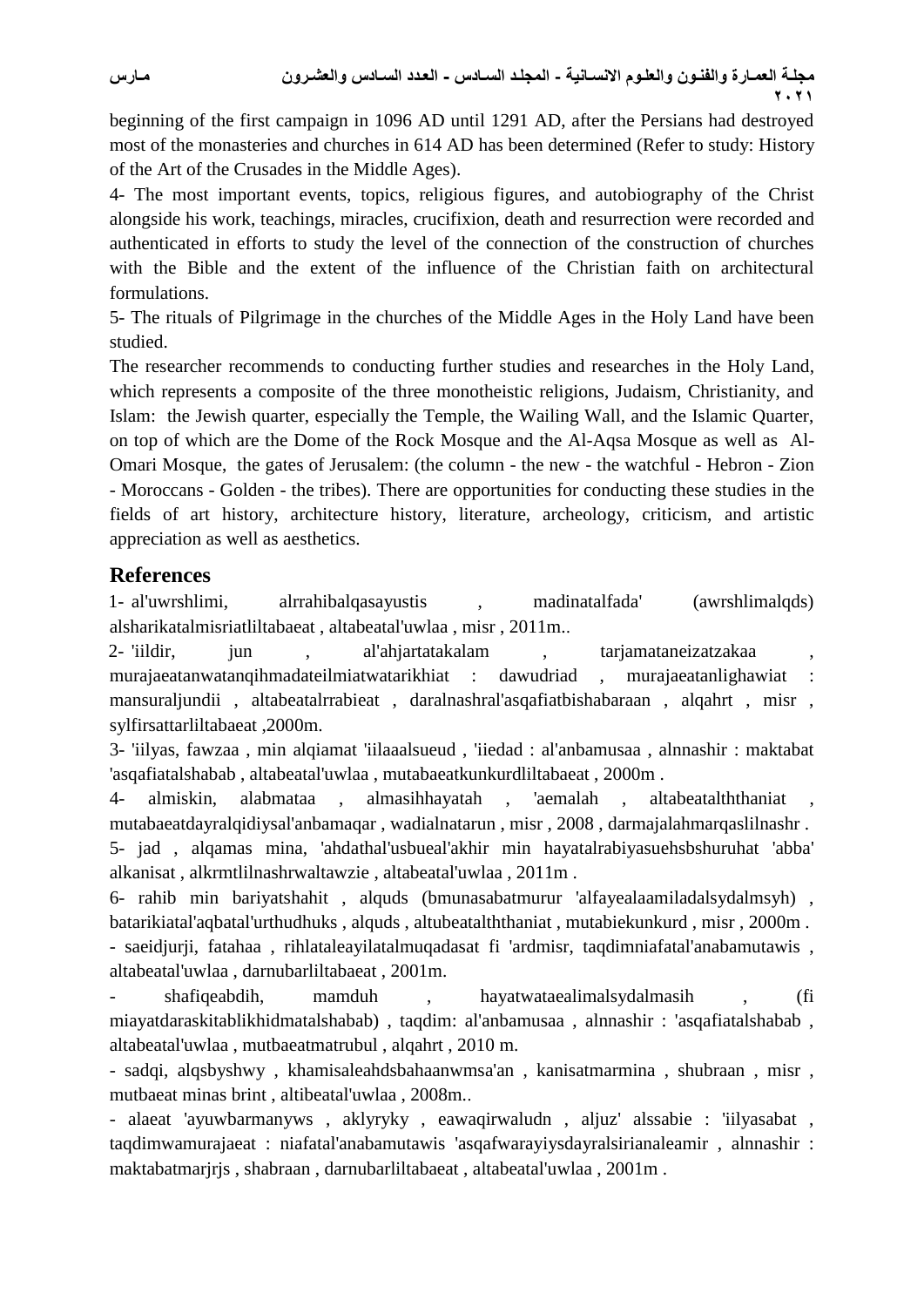beginning of the first campaign in 1096 AD until 1291 AD, after the Persians had destroyed most of the monasteries and churches in 614 AD has been determined (Refer to study: History of the Art of the Crusades in the Middle Ages).

4- The most important events, topics, religious figures, and autobiography of the Christ alongside his work, teachings, miracles, crucifixion, death and resurrection were recorded and authenticated in efforts to study the level of the connection of the construction of churches with the Bible and the extent of the influence of the Christian faith on architectural formulations.

5- The rituals of Pilgrimage in the churches of the Middle Ages in the Holy Land have been studied.

The researcher recommends to conducting further studies and researches in the Holy Land, which represents a composite of the three monotheistic religions, Judaism, Christianity, and Islam: the Jewish quarter, especially the Temple, the Wailing Wall, and the Islamic Quarter, on top of which are the Dome of the Rock Mosque and the Al-Aqsa Mosque as well as Al-Omari Mosque, the gates of Jerusalem: (the column - the new - the watchful - Hebron - Zion - Moroccans - Golden - the tribes). There are opportunities for conducting these studies in the fields of art history, architecture history, literature, archeology, criticism, and artistic appreciation as well as aesthetics.

## References

1- al'uwrshlimi, alrrahibalqasayustis , madinatalfada' (awrshlimalqds) alsharikatalmisriatliltabaeat , altabeatal'uwlaa , misr , 2011m..

2- 'iildir, jun , al'ahjartatakalam , tarjamataneizatzakaa , murajaeatanwatanqihmadateilmiatwatarikhiat : dawudriad , murajaeatanlighawiat : mansuraljundii , altabeatalrrabieat , daralnashral'asqafiatbishabaraan , alqahrt , misr , sylfirsattarliltabaeat ,2000m.

3- 'iilyas, fawzaa , min alqiamat 'iilaaalsueud , 'iiedad : al'anbamusaa , alnnashir : maktabat 'asqafiatalshabab , altabeatal'uwlaa , mutabaeatkunkurdliltabaeat , 2000m .

4- almiskin, alabmataa , almasihhayatah , 'aemalah , altabeataltththaniat , mutabaeatdayralqidiysal'anbamaqar , wadialnatarun , misr , 2008 , darmajalahmarqaslilnashr .

5- jad , alqamas mina, 'ahdathal'usbueal'akhir min hayatalrabiyasuehsbshuruhat 'abba' alkanisat , alkrmtlilnashrwaltawzie , altabeatal'uwlaa , 2011m .

6- rahib min bariyatshahit , alquds (bmunasabatmurur 'alfayealaamiladalsydalmsyh) , batarikiatal'aqbatal'urthudhuks , alquds , altubeataltththaniat , mutabiekunkurd , misr , 2000m .

- saeidjurji, fatahaa , rihlataleayilatalmuqadasat fi 'ardmisr, taqdimniafatal'anabamutawis , altabeatal'uwlaa , darnubarliltabaeat , 2001m.

- shafiqeabdih, mamduh , hayatwataealimalsydalmasih , (fi miayatdaraskitablikhidmatalshabab) , taqdim: al'anbamusaa , alnnashir : 'asqafiatalshabab , altabeatal'uwlaa , mutbaeatmatrubul , alqahrt , 2010 m.

- sadqi, alqsbyshwy , khamisaleahdsbahaanwmsa'an , kanisatmarmina , shubraan , misr , mutbaeat minas brint , altibeatal'uwlaa , 2008m..

- alaeat 'ayuwbarmanyws , aklyryky , eawaqirwaludn , aljuz' alssabie : 'iilyasabat , taqdimwamurajaeat : niafatal'anabamutawis 'asqafwarayiysdayralsirianaleamir , alnnashir : maktabatmarjrjs , shabraan , darnubarliltabaeat , altabeatal'uwlaa , 2001m .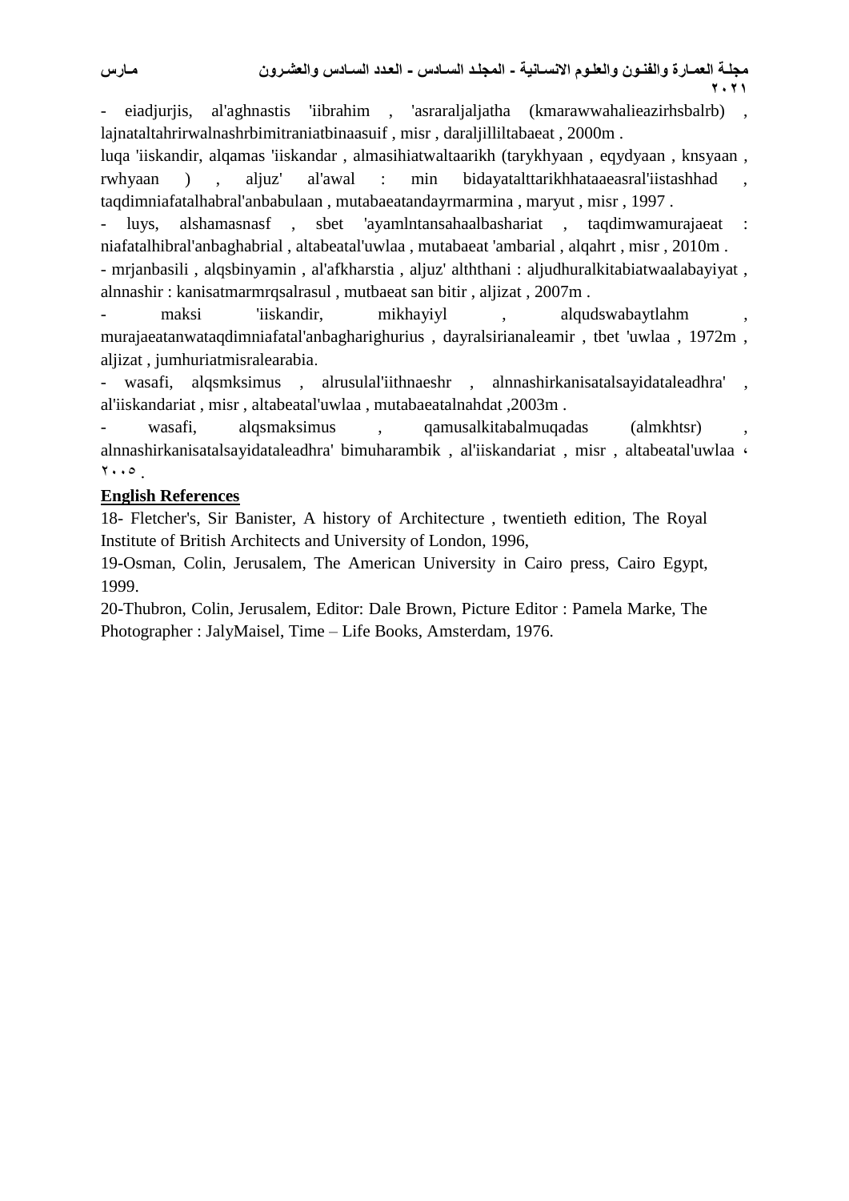- eiadjurjis, al'aghnastis 'iibrahim , 'asraraljaljatha (kmarawwahalieazirhsbalrb) , lajnataltahrirwalnashrbimitraniatbinaasuif , misr , daraljilliltabaeat , 2000m .

luqa 'iiskandir, alqamas 'iiskandar , almasihiatwaltaarikh (tarykhyaan , eqydyaan , knsyaan , rwhyaan ) , aljuz' al'awal : min bidayataltarikhhataaeasral'iistashhad , taqdimniafatalhabral'anbabulaan , mutabaeatandayrmarmina , maryut , misr , 1997 .

- luys, alshamasnasf , sbet 'ayamlntansahaalbashariat , taqdimwamurajaeat : niafatalhibral'anbaghabrial , altabeatal'uwlaa , mutabaeat 'ambarial , alqahrt , misr , 2010m .

- mrjanbasili , alqsbinyamin , al'afkharstia , aljuz' alththani : aljudhuralkitabiatwaalabayiyat , alnnashir : kanisatmarmrqsalrasul , mutbaeat san bitir , aljizat , 2007m .

- maksi 'iiskandir, mikhayiyl , alqudswabaytlahm , murajaeatanwataqdimniafatal'anbagharighurius , dayralsirianaleamir , tbet 'uwlaa , 1972m , aljizat , jumhuriatmisralearabia.

- wasafi, alqsmksimus , alrusulal'iithnaeshr , alnnashirkanisatalsayidataleadhra' , al'iiskandariat , misr , altabeatal'uwlaa , mutabaeatalnahdat ,2003m .

- wasafi, alqsmaksimus , qamusalkitabalmuqadas (almkhtsr) , alnnashirkanisatalsayidataleadhra' bimuharambik , al'iiskandariat , misr , altabeatal'uwlaa ، ٢٠٠٥ .

## English References

18- Fletcher's, Sir Banister, A history of Architecture , twentieth edition, The Royal Institute of British Architects and University of London, 1996,

19-Osman, Colin, Jerusalem, The American University in Cairo press, Cairo Egypt, 1999.

20-Thubron, Colin, Jerusalem, Editor: Dale Brown, Picture Editor : Pamela Marke, The Photographer : JalyMaisel, Time – Life Books, Amsterdam, 1976.